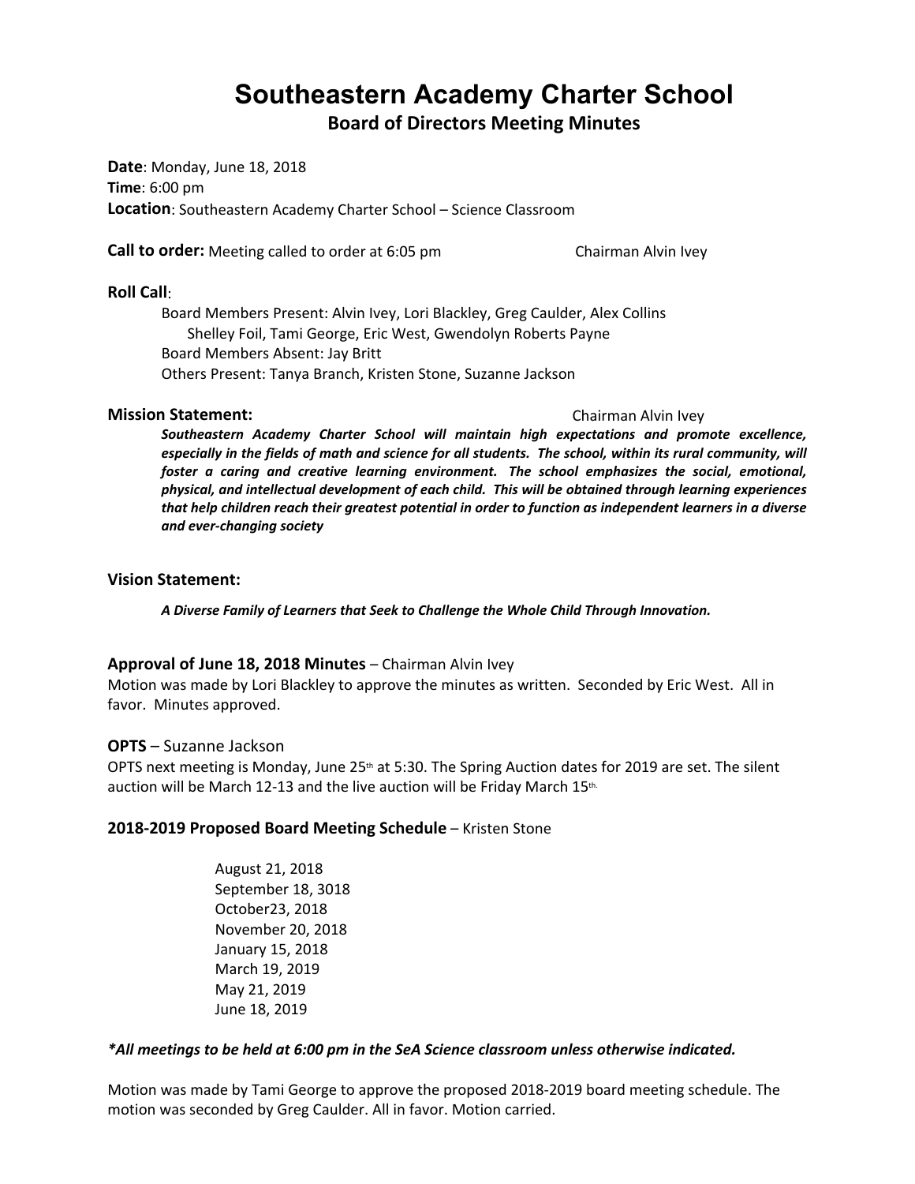# Southeastern Academy Charter School

## Board of Directors Meeting Minutes

**Date**: Monday, June 18, 2018
**Time**: 6:00 pm
**Location**: Southeastern Academy Charter School – Science Classroom

**Call to order:** Meeting called to order at 6:05 pm Chairman Alvin Ivey

**Roll Call**:

Board Members Present: Alvin Ivey, Lori Blackley, Greg Caulder, Alex Collins Shelley Foil, Tami George, Eric West, Gwendolyn Roberts Payne
Board Members Absent: Jay Britt
Others Present: Tanya Branch, Kristen Stone, Suzanne Jackson

**Mission Statement:** Chairman Alvin Ivey

***Southeastern Academy Charter School will maintain high expectations and promote excellence, especially in the fields of math and science for all students. The school, within its rural community, will foster a caring and creative learning environment. The school emphasizes the social, emotional, physical, and intellectual development of each child. This will be obtained through learning experiences that help children reach their greatest potential in order to function as independent learners in a diverse and ever-changing society***

**Vision Statement:**

***A Diverse Family of Learners that Seek to Challenge the Whole Child Through Innovation.***

**Approval of June 18, 2018 Minutes** – Chairman Alvin Ivey
Motion was made by Lori Blackley to approve the minutes as written. Seconded by Eric West. All in favor. Minutes approved.

**OPTS** – Suzanne Jackson
OPTS next meeting is Monday, June 25th at 5:30. The Spring Auction dates for 2019 are set. The silent auction will be March 12-13 and the live auction will be Friday March 15th.

**2018-2019 Proposed Board Meeting Schedule** – Kristen Stone

August 21, 2018
September 18, 3018
October23, 2018
November 20, 2018
January 15, 2018
March 19, 2019
May 21, 2019
June 18, 2019

***\*All meetings to be held at 6:00 pm in the SeA Science classroom unless otherwise indicated.***

Motion was made by Tami George to approve the proposed 2018-2019 board meeting schedule. The motion was seconded by Greg Caulder. All in favor. Motion carried.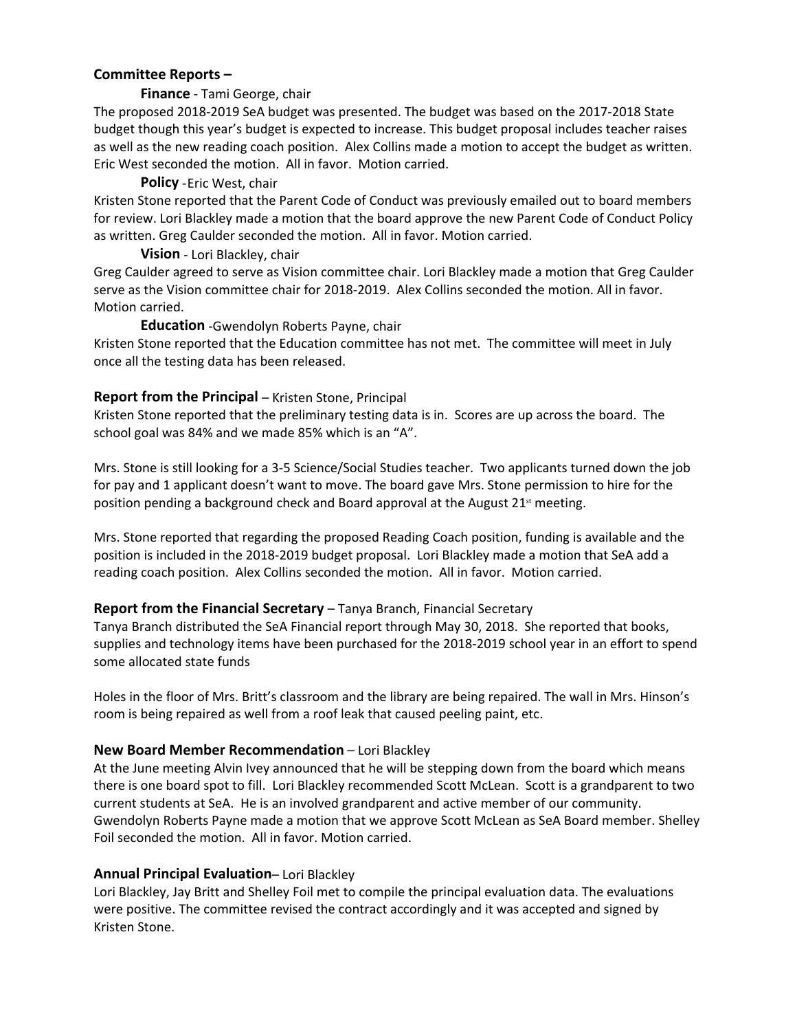## Committee Reports –

**Finance** - Tami George, chair

The proposed 2018-2019 SeA budget was presented. The budget was based on the 2017-2018 State budget though this year's budget is expected to increase. This budget proposal includes teacher raises as well as the new reading coach position. Alex Collins made a motion to accept the budget as written. Eric West seconded the motion. All in favor. Motion carried.

**Policy** -Eric West, chair

Kristen Stone reported that the Parent Code of Conduct was previously emailed out to board members for review. Lori Blackley made a motion that the board approve the new Parent Code of Conduct Policy as written. Greg Caulder seconded the motion. All in favor. Motion carried.

**Vision** - Lori Blackley, chair

Greg Caulder agreed to serve as Vision committee chair. Lori Blackley made a motion that Greg Caulder serve as the Vision committee chair for 2018-2019. Alex Collins seconded the motion. All in favor. Motion carried.

**Education** -Gwendolyn Roberts Payne, chair

Kristen Stone reported that the Education committee has not met. The committee will meet in July once all the testing data has been released.

## Report from the Principal – Kristen Stone, Principal

Kristen Stone reported that the preliminary testing data is in. Scores are up across the board. The school goal was 84% and we made 85% which is an "A".

Mrs. Stone is still looking for a 3-5 Science/Social Studies teacher. Two applicants turned down the job for pay and 1 applicant doesn't want to move. The board gave Mrs. Stone permission to hire for the position pending a background check and Board approval at the August 21st meeting.

Mrs. Stone reported that regarding the proposed Reading Coach position, funding is available and the position is included in the 2018-2019 budget proposal. Lori Blackley made a motion that SeA add a reading coach position. Alex Collins seconded the motion. All in favor. Motion carried.

## Report from the Financial Secretary – Tanya Branch, Financial Secretary

Tanya Branch distributed the SeA Financial report through May 30, 2018. She reported that books, supplies and technology items have been purchased for the 2018-2019 school year in an effort to spend some allocated state funds

Holes in the floor of Mrs. Britt's classroom and the library are being repaired. The wall in Mrs. Hinson's room is being repaired as well from a roof leak that caused peeling paint, etc.

## New Board Member Recommendation – Lori Blackley

At the June meeting Alvin Ivey announced that he will be stepping down from the board which means there is one board spot to fill. Lori Blackley recommended Scott McLean. Scott is a grandparent to two current students at SeA. He is an involved grandparent and active member of our community. Gwendolyn Roberts Payne made a motion that we approve Scott McLean as SeA Board member. Shelley Foil seconded the motion. All in favor. Motion carried.

## Annual Principal Evaluation– Lori Blackley

Lori Blackley, Jay Britt and Shelley Foil met to compile the principal evaluation data. The evaluations were positive. The committee revised the contract accordingly and it was accepted and signed by Kristen Stone.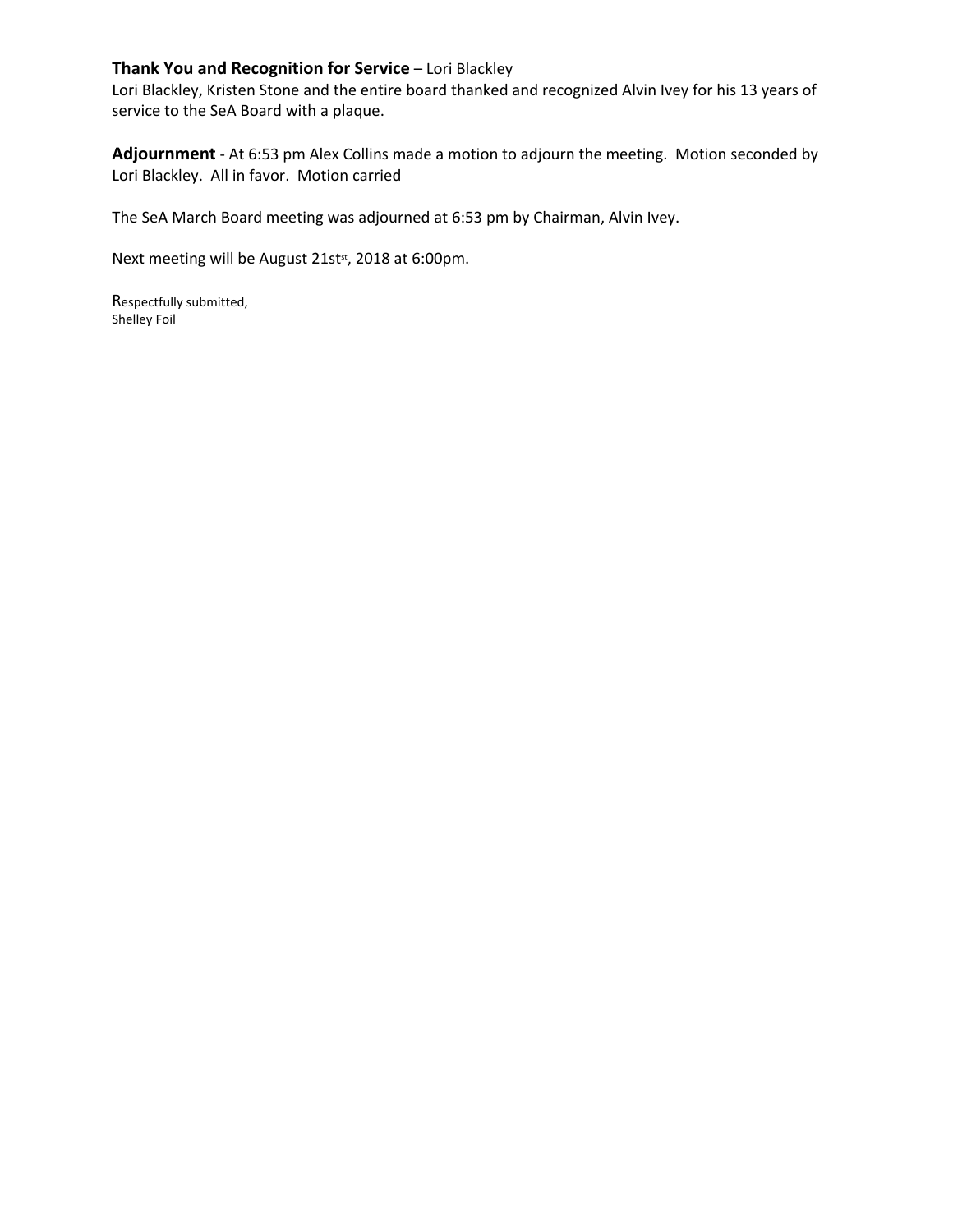**Thank You and Recognition for Service** – Lori Blackley
Lori Blackley, Kristen Stone and the entire board thanked and recognized Alvin Ivey for his 13 years of service to the SeA Board with a plaque.

**Adjournment** - At 6:53 pm Alex Collins made a motion to adjourn the meeting. Motion seconded by Lori Blackley. All in favor. Motion carried

The SeA March Board meeting was adjourned at 6:53 pm by Chairman, Alvin Ivey.

Next meeting will be August 21st[st], 2018 at 6:00pm.

Respectfully submitted,
Shelley Foil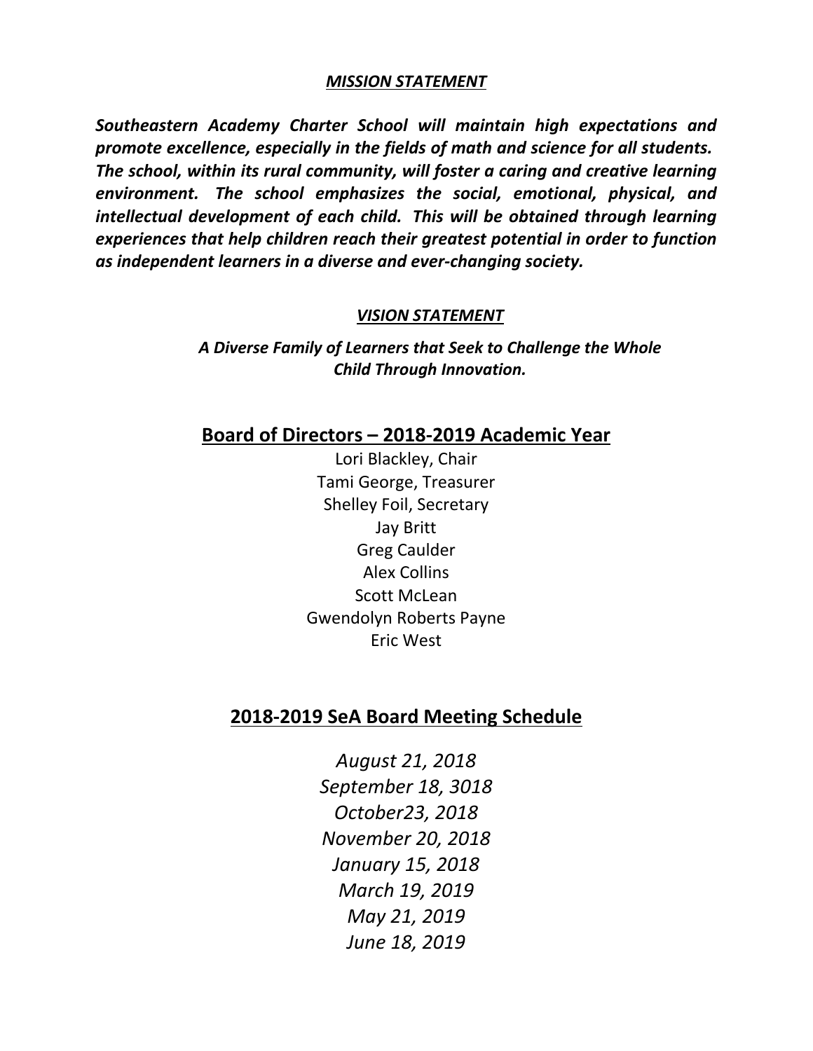***MISSION STATEMENT***

***Southeastern Academy Charter School will maintain high expectations and promote excellence, especially in the fields of math and science for all students. The school, within its rural community, will foster a caring and creative learning environment. The school emphasizes the social, emotional, physical, and intellectual development of each child. This will be obtained through learning experiences that help children reach their greatest potential in order to function as independent learners in a diverse and ever-changing society.***

***VISION STATEMENT***

***A Diverse Family of Learners that Seek to Challenge the Whole Child Through Innovation.***

## Board of Directors – 2018-2019 Academic Year

Lori Blackley, Chair
Tami George, Treasurer
Shelley Foil, Secretary
Jay Britt
Greg Caulder
Alex Collins
Scott McLean
Gwendolyn Roberts Payne
Eric West

## 2018-2019 SeA Board Meeting Schedule

*August 21, 2018*
*September 18, 3018*
*October23, 2018*
*November 20, 2018*
*January 15, 2018*
*March 19, 2019*
*May 21, 2019*
*June 18, 2019*